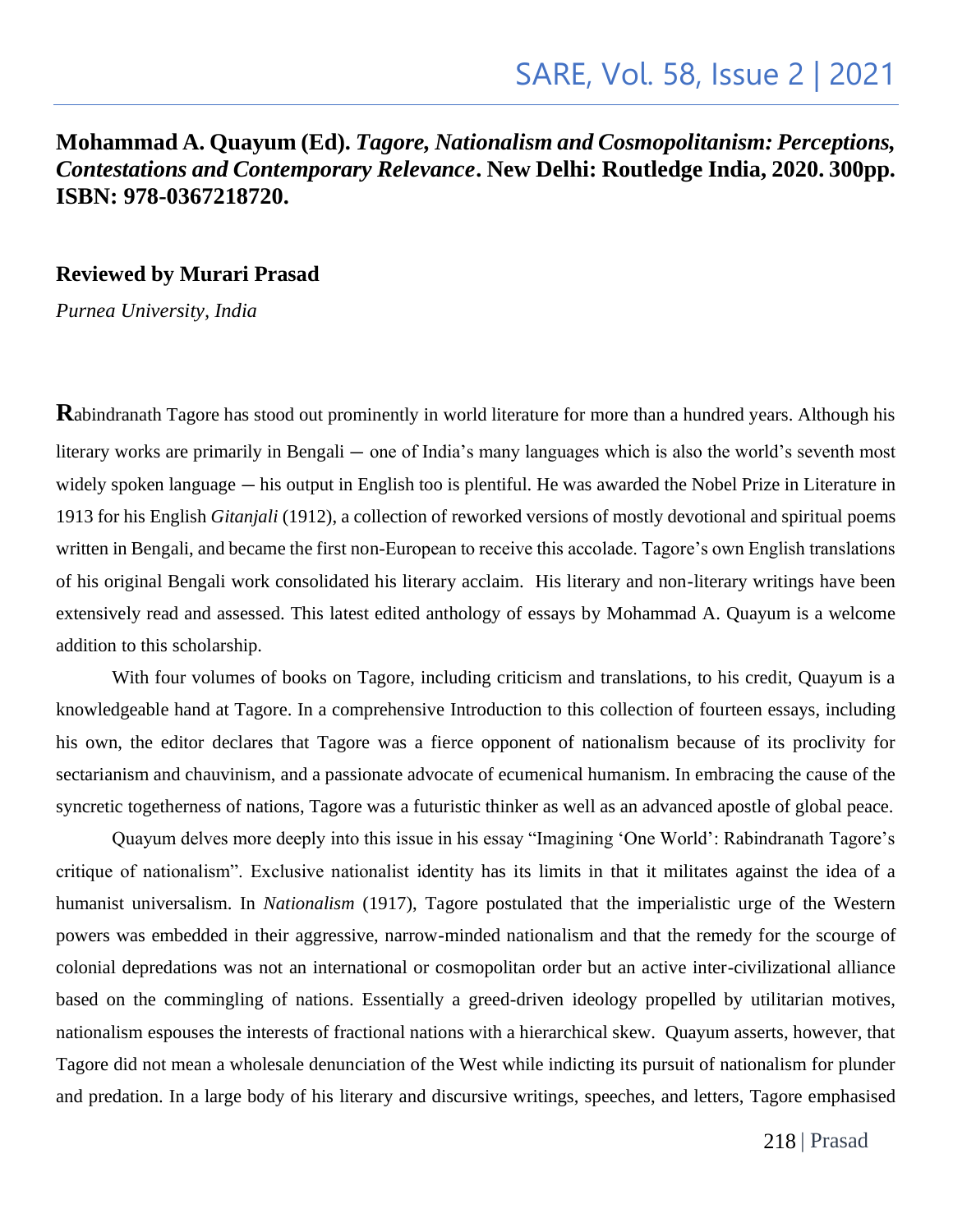**Mohammad A. Quayum (Ed).** ***Tagore, Nationalism and Cosmopolitanism: Perceptions, Contestations and Contemporary Relevance*****. New Delhi: Routledge India, 2020. 300pp. ISBN: 978-0367218720.**

**Reviewed by Murari Prasad**

*Purnea University, India*

**R**abindranath Tagore has stood out prominently in world literature for more than a hundred years. Although his literary works are primarily in Bengali ─ one of India's many languages which is also the world's seventh most widely spoken language ─ his output in English too is plentiful. He was awarded the Nobel Prize in Literature in 1913 for his English *Gitanjali* (1912), a collection of reworked versions of mostly devotional and spiritual poems written in Bengali, and became the first non-European to receive this accolade. Tagore's own English translations of his original Bengali work consolidated his literary acclaim. His literary and non-literary writings have been extensively read and assessed. This latest edited anthology of essays by Mohammad A. Quayum is a welcome addition to this scholarship.

With four volumes of books on Tagore, including criticism and translations, to his credit, Quayum is a knowledgeable hand at Tagore. In a comprehensive Introduction to this collection of fourteen essays, including his own, the editor declares that Tagore was a fierce opponent of nationalism because of its proclivity for sectarianism and chauvinism, and a passionate advocate of ecumenical humanism. In embracing the cause of the syncretic togetherness of nations, Tagore was a futuristic thinker as well as an advanced apostle of global peace.

Quayum delves more deeply into this issue in his essay "Imagining 'One World': Rabindranath Tagore's critique of nationalism". Exclusive nationalist identity has its limits in that it militates against the idea of a humanist universalism. In *Nationalism* (1917), Tagore postulated that the imperialistic urge of the Western powers was embedded in their aggressive, narrow-minded nationalism and that the remedy for the scourge of colonial depredations was not an international or cosmopolitan order but an active inter-civilizational alliance based on the commingling of nations. Essentially a greed-driven ideology propelled by utilitarian motives, nationalism espouses the interests of fractional nations with a hierarchical skew. Quayum asserts, however, that Tagore did not mean a wholesale denunciation of the West while indicting its pursuit of nationalism for plunder and predation. In a large body of his literary and discursive writings, speeches, and letters, Tagore emphasised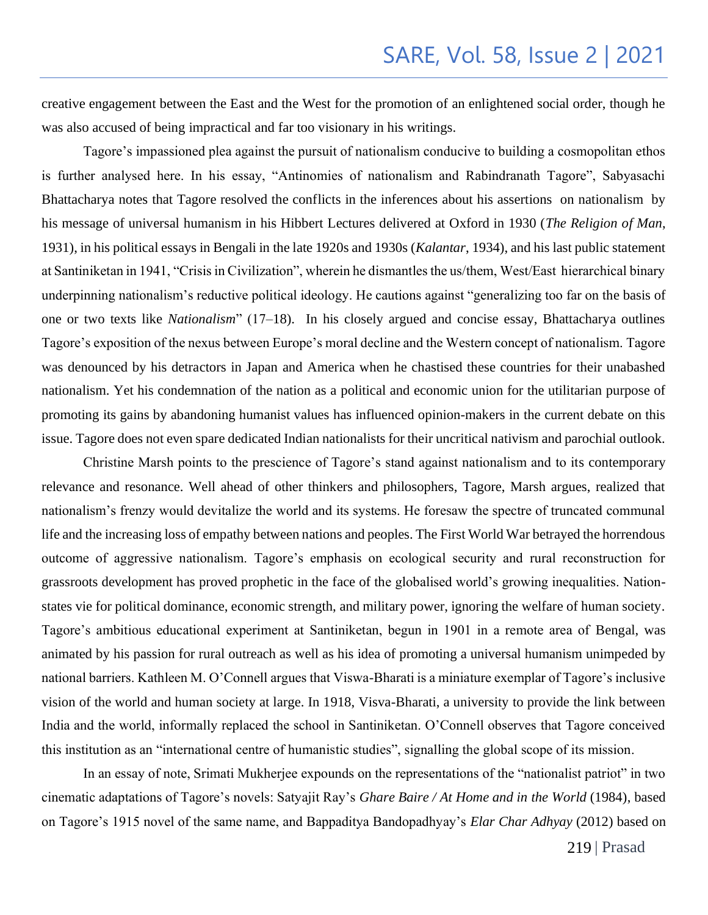creative engagement between the East and the West for the promotion of an enlightened social order, though he was also accused of being impractical and far too visionary in his writings.

Tagore's impassioned plea against the pursuit of nationalism conducive to building a cosmopolitan ethos is further analysed here. In his essay, "Antinomies of nationalism and Rabindranath Tagore", Sabyasachi Bhattacharya notes that Tagore resolved the conflicts in the inferences about his assertions on nationalism by his message of universal humanism in his Hibbert Lectures delivered at Oxford in 1930 (*The Religion of Man*, 1931), in his political essays in Bengali in the late 1920s and 1930s (*Kalantar*, 1934), and his last public statement at Santiniketan in 1941, "Crisis in Civilization", wherein he dismantles the us/them, West/East hierarchical binary underpinning nationalism's reductive political ideology. He cautions against "generalizing too far on the basis of one or two texts like *Nationalism*" (17–18). In his closely argued and concise essay, Bhattacharya outlines Tagore's exposition of the nexus between Europe's moral decline and the Western concept of nationalism. Tagore was denounced by his detractors in Japan and America when he chastised these countries for their unabashed nationalism. Yet his condemnation of the nation as a political and economic union for the utilitarian purpose of promoting its gains by abandoning humanist values has influenced opinion-makers in the current debate on this issue. Tagore does not even spare dedicated Indian nationalists for their uncritical nativism and parochial outlook.

Christine Marsh points to the prescience of Tagore's stand against nationalism and to its contemporary relevance and resonance. Well ahead of other thinkers and philosophers, Tagore, Marsh argues, realized that nationalism's frenzy would devitalize the world and its systems. He foresaw the spectre of truncated communal life and the increasing loss of empathy between nations and peoples. The First World War betrayed the horrendous outcome of aggressive nationalism. Tagore's emphasis on ecological security and rural reconstruction for grassroots development has proved prophetic in the face of the globalised world's growing inequalities. Nation-states vie for political dominance, economic strength, and military power, ignoring the welfare of human society. Tagore's ambitious educational experiment at Santiniketan, begun in 1901 in a remote area of Bengal, was animated by his passion for rural outreach as well as his idea of promoting a universal humanism unimpeded by national barriers. Kathleen M. O'Connell argues that Viswa-Bharati is a miniature exemplar of Tagore's inclusive vision of the world and human society at large. In 1918, Visva-Bharati, a university to provide the link between India and the world, informally replaced the school in Santiniketan. O'Connell observes that Tagore conceived this institution as an "international centre of humanistic studies", signalling the global scope of its mission.

In an essay of note, Srimati Mukherjee expounds on the representations of the "nationalist patriot" in two cinematic adaptations of Tagore's novels: Satyajit Ray's *Ghare Baire / At Home and in the World* (1984), based on Tagore's 1915 novel of the same name, and Bappaditya Bandopadhyay's *Elar Char Adhyay* (2012) based on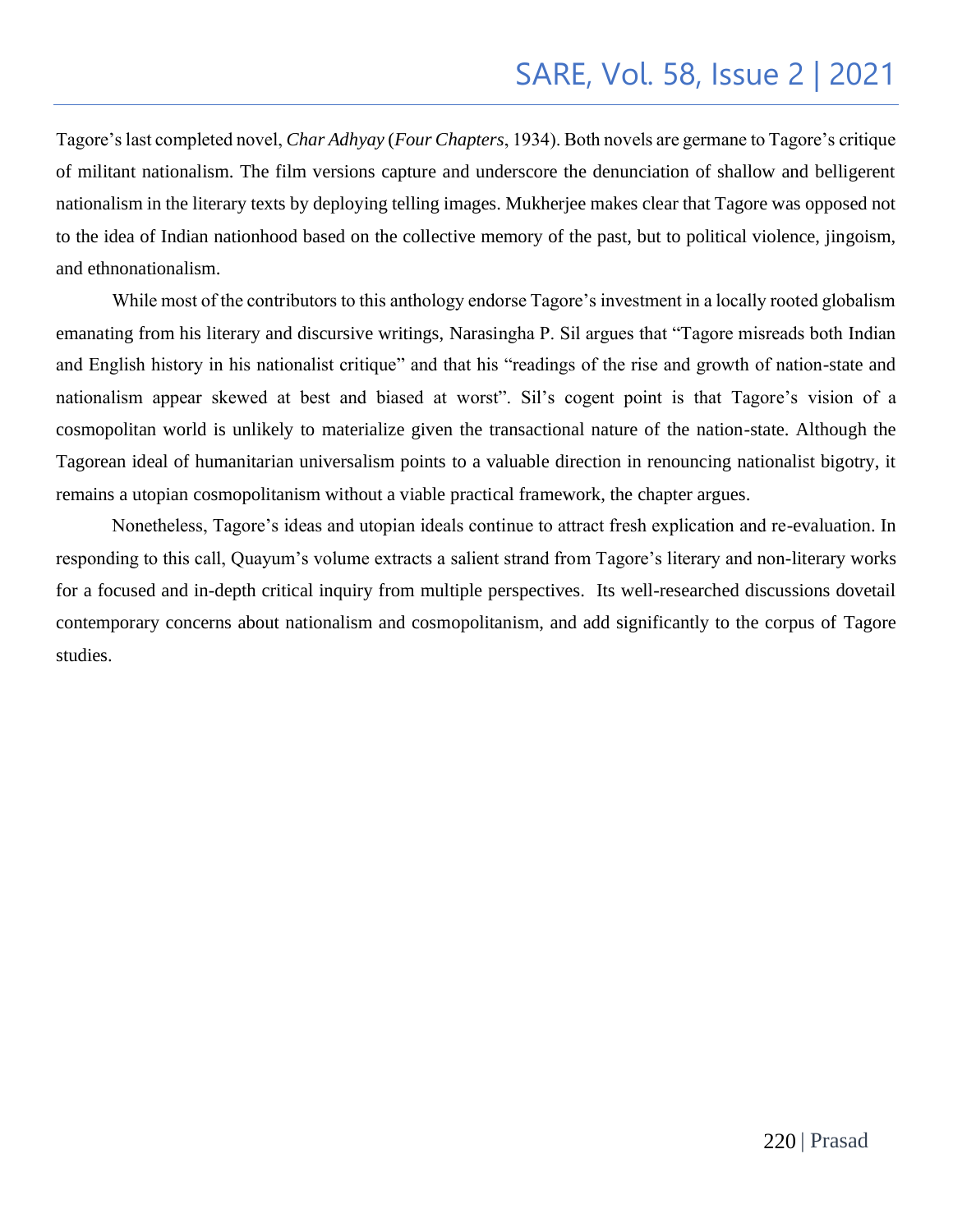Tagore's last completed novel, *Char Adhyay* (*Four Chapters*, 1934). Both novels are germane to Tagore's critique of militant nationalism. The film versions capture and underscore the denunciation of shallow and belligerent nationalism in the literary texts by deploying telling images. Mukherjee makes clear that Tagore was opposed not to the idea of Indian nationhood based on the collective memory of the past, but to political violence, jingoism, and ethnonationalism.

While most of the contributors to this anthology endorse Tagore's investment in a locally rooted globalism emanating from his literary and discursive writings, Narasingha P. Sil argues that "Tagore misreads both Indian and English history in his nationalist critique" and that his "readings of the rise and growth of nation-state and nationalism appear skewed at best and biased at worst". Sil's cogent point is that Tagore's vision of a cosmopolitan world is unlikely to materialize given the transactional nature of the nation-state. Although the Tagorean ideal of humanitarian universalism points to a valuable direction in renouncing nationalist bigotry, it remains a utopian cosmopolitanism without a viable practical framework, the chapter argues.

Nonetheless, Tagore's ideas and utopian ideals continue to attract fresh explication and re-evaluation. In responding to this call, Quayum's volume extracts a salient strand from Tagore's literary and non-literary works for a focused and in-depth critical inquiry from multiple perspectives. Its well-researched discussions dovetail contemporary concerns about nationalism and cosmopolitanism, and add significantly to the corpus of Tagore studies.